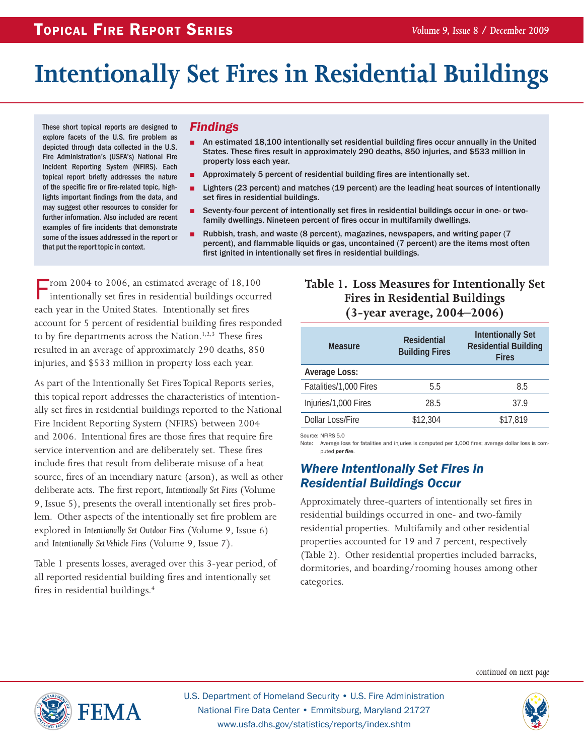# Intentionally Set Fires in Residential Buildings

These short topical reports are designed to explore facets of the U.S. fire problem as depicted through data collected in the U.S. Fire Administration's (USFA's) National Fire Incident Reporting System (NFIRS). Each topical report briefly addresses the nature of the specific fire or fire-related topic, highlights important findings from the data, and may suggest other resources to consider for further information. Also included are recent examples of fire incidents that demonstrate some of the issues addressed in the report or that put the report topic in context.

## *Findings*

- An estimated 18,100 intentionally set residential building fires occur annually in the United States. These fires result in approximately 290 deaths, 850 injuries, and $533 million in property loss each year.
- Approximately 5 percent of residential building fires are intentionally set.
- Lighters (23 percent) and matches (19 percent) are the leading heat sources of intentionally set fires in residential buildings.
- Seventy-four percent of intentionally set fires in residential buildings occur in one- or two-family dwellings. Nineteen percent of fires occur in multifamily dwellings.
- Rubbish, trash, and waste (8 percent), magazines, newspapers, and writing paper (7 percent), and flammable liquids or gas, uncontained (7 percent) are the items most often first ignited in intentionally set fires in residential buildings.

From 2004 to 2006, an estimated average of 18,100 intentionally set fires in residential buildings occurred each year in the United States. Intentionally set fires account for 5 percent of residential building fires responded to by fire departments across the Nation.[1,2,3] These fires resulted in an average of approximately 290 deaths, 850 injuries, and $533 million in property loss each year.

As part of the Intentionally Set Fires Topical Reports series, this topical report addresses the characteristics of intentionally set fires in residential buildings reported to the National Fire Incident Reporting System (NFIRS) between 2004 and 2006. Intentional fires are those fires that require fire service intervention and are deliberately set. These fires include fires that result from deliberate misuse of a heat source, fires of an incendiary nature (arson), as well as other deliberate acts. The first report, *Intentionally Set Fires* (Volume 9, Issue 5), presents the overall intentionally set fires problem. Other aspects of the intentionally set fire problem are explored in *Intentionally Set Outdoor Fires* (Volume 9, Issue 6) and *Intentionally Set Vehicle Fires* (Volume 9, Issue 7).

Table 1 presents losses, averaged over this 3-year period, of all reported residential building fires and intentionally set fires in residential buildings.[4]

**Table 1. Loss Measures for Intentionally Set Fires in Residential Buildings (3-year average, 2004–2006)**

| Measure | Residential Building Fires | Intentionally Set Residential Building Fires |
|---|---|---|
| **Average Loss:** | | |
| Fatalities/1,000 Fires | 5.5 | 8.5 |
| Injuries/1,000 Fires | 28.5 | 37.9 |
| Dollar Loss/Fire | $12,304 | $17,819 |

Source: NFIRS 5.0
Note: Average loss for fatalities and injuries is computed per 1,000 fires; average dollar loss is computed ***per fire***.

## *Where Intentionally Set Fires in Residential Buildings Occur*

Approximately three-quarters of intentionally set fires in residential buildings occurred in one- and two-family residential properties. Multifamily and other residential properties accounted for 19 and 7 percent, respectively (Table 2). Other residential properties included barracks, dormitories, and boarding/rooming houses among other categories.

*continued on next page*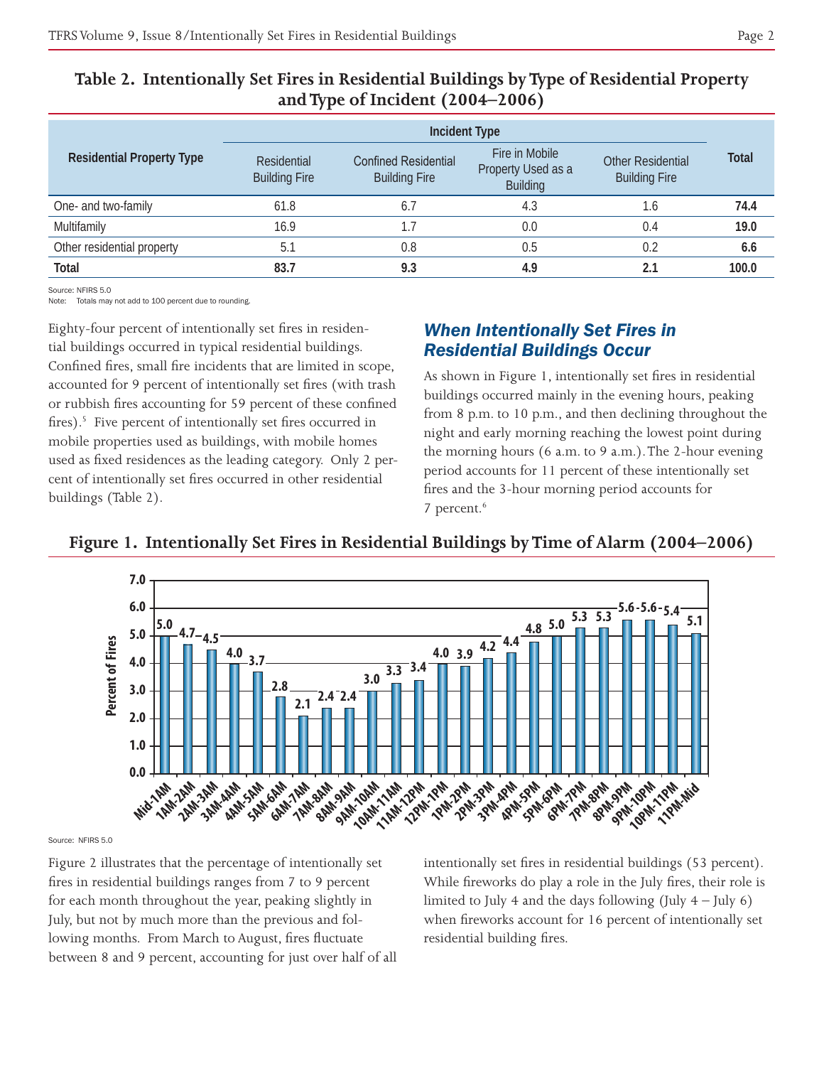## Table 2. Intentionally Set Fires in Residential Buildings by Type of Residential Property and Type of Incident (2004–2006)

| Residential Property Type | Incident Type | | | | Total |
|---|---|---|---|---|---|
| | Residential Building Fire | Confined Residential Building Fire | Fire in Mobile Property Used as a Building | Other Residential Building Fire | |
| One- and two-family | 61.8 | 6.7 | 4.3 | 1.6 | **74.4** |
| Multifamily | 16.9 | 1.7 | 0.0 | 0.4 | **19.0** |
| Other residential property | 5.1 | 0.8 | 0.5 | 0.2 | **6.6** |
| **Total** | **83.7** | **9.3** | **4.9** | **2.1** | **100.0** |

Source: NFIRS 5.0
Note: Totals may not add to 100 percent due to rounding.

Eighty-four percent of intentionally set fires in residential buildings occurred in typical residential buildings. Confined fires, small fire incidents that are limited in scope, accounted for 9 percent of intentionally set fires (with trash or rubbish fires accounting for 59 percent of these confined fires).[5] Five percent of intentionally set fires occurred in mobile properties used as buildings, with mobile homes used as fixed residences as the leading category. Only 2 percent of intentionally set fires occurred in other residential buildings (Table 2).

### *When Intentionally Set Fires in Residential Buildings Occur*

As shown in Figure 1, intentionally set fires in residential buildings occurred mainly in the evening hours, peaking from 8 p.m. to 10 p.m., and then declining throughout the night and early morning reaching the lowest point during the morning hours (6 a.m. to 9 a.m.). The 2-hour evening period accounts for 11 percent of these intentionally set fires and the 3-hour morning period accounts for 7 percent.[6]

## Figure 1. Intentionally Set Fires in Residential Buildings by Time of Alarm (2004–2006)

| Time of Alarm | Percent of Fires |
|---|---|
| Mid-1AM | 5.0 |
| 1AM-2AM | 4.7 |
| 2AM-3AM | 4.5 |
| 3AM-4AM | 4.0 |
| 4AM-5AM | 3.7 |
| 5AM-6AM | 2.8 |
| 6AM-7AM | 2.1 |
| 7AM-8AM | 2.4 |
| 8AM-9AM | 2.4 |
| 9AM-10AM | 3.0 |
| 10AM-11AM | 3.3 |
| 11AM-12PM | 3.4 |
| 12PM-1PM | 4.0 |
| 1PM-2PM | 3.9 |
| 2PM-3PM | 4.2 |
| 3PM-4PM | 4.4 |
| 4PM-5PM | 4.8 |
| 5PM-6PM | 5.0 |
| 6PM-7PM | 5.3 |
| 7PM-8PM | 5.3 |
| 8PM-9PM | 5.6 |
| 9PM-10PM | 5.6 |
| 10PM-11PM | 5.4 |
| 11PM-Mid | 5.1 |

Source: NFIRS 5.0

Figure 2 illustrates that the percentage of intentionally set fires in residential buildings ranges from 7 to 9 percent for each month throughout the year, peaking slightly in July, but not by much more than the previous and following months. From March to August, fires fluctuate between 8 and 9 percent, accounting for just over half of all intentionally set fires in residential buildings (53 percent). While fireworks do play a role in the July fires, their role is limited to July 4 and the days following (July 4 – July 6) when fireworks account for 16 percent of intentionally set residential building fires.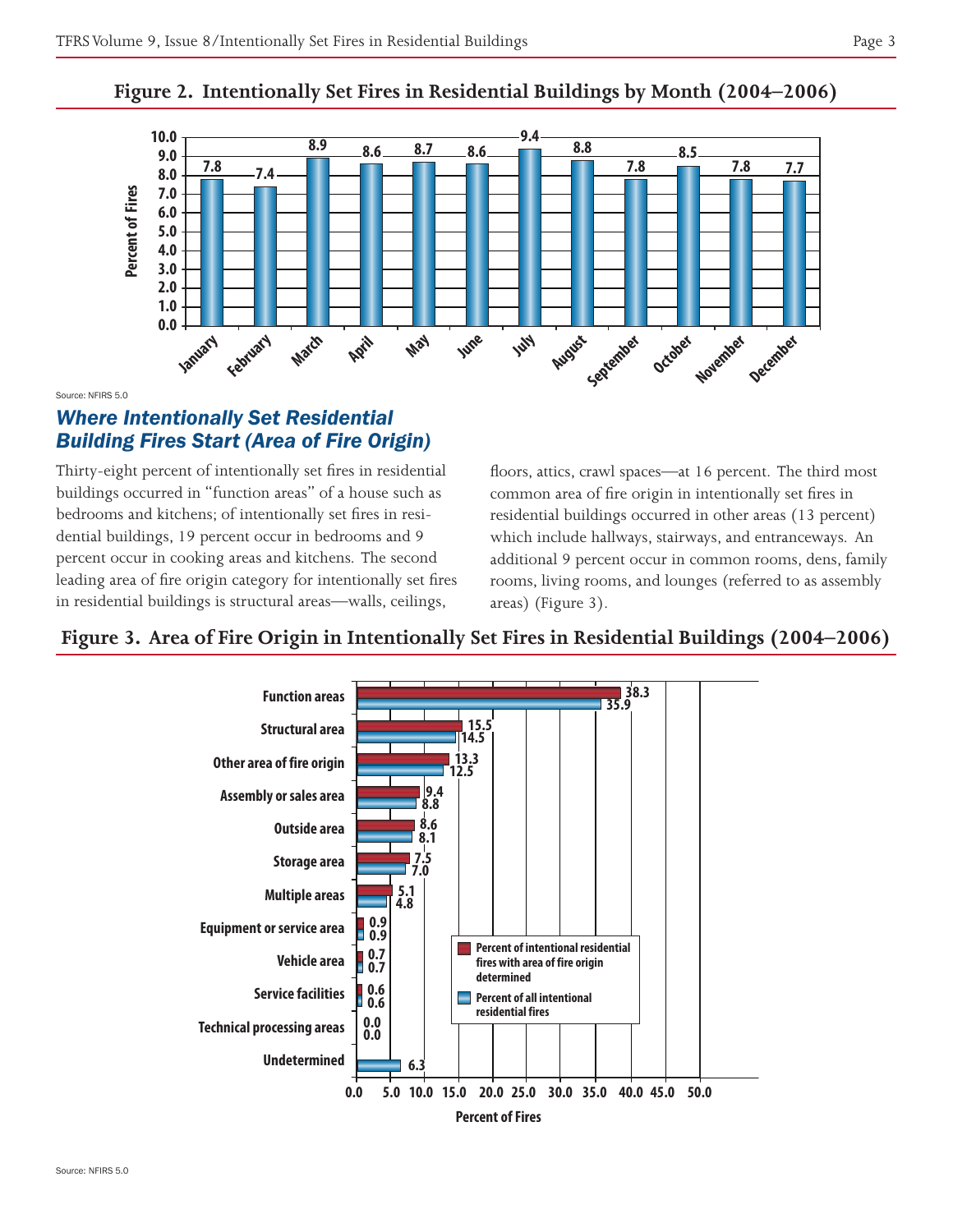**Figure 2. Intentionally Set Fires in Residential Buildings by Month (2004–2006)**

| Month | Percent of Fires |
|---|---|
| January | 7.8 |
| February | 7.4 |
| March | 8.9 |
| April | 8.6 |
| May | 8.7 |
| June | 8.6 |
| July | 9.4 |
| August | 8.8 |
| September | 7.8 |
| October | 8.5 |
| November | 7.8 |
| December | 7.7 |

Source: NFIRS 5.0

## *Where Intentionally Set Residential Building Fires Start (Area of Fire Origin)*

Thirty-eight percent of intentionally set fires in residential buildings occurred in "function areas" of a house such as bedrooms and kitchens; of intentionally set fires in residential buildings, 19 percent occur in bedrooms and 9 percent occur in cooking areas and kitchens. The second leading area of fire origin category for intentionally set fires in residential buildings is structural areas—walls, ceilings, floors, attics, crawl spaces—at 16 percent. The third most common area of fire origin in intentionally set fires in residential buildings occurred in other areas (13 percent) which include hallways, stairways, and entranceways. An additional 9 percent occur in common rooms, dens, family rooms, living rooms, and lounges (referred to as assembly areas) (Figure 3).

**Figure 3. Area of Fire Origin in Intentionally Set Fires in Residential Buildings (2004–2006)**

| Area of Fire Origin | Percent of intentional residential fires with area of fire origin determined | Percent of all intentional residential fires |
|---|---|---|
| Function areas | 38.3 | 35.9 |
| Structural area | 15.5 | 14.5 |
| Other area of fire origin | 13.3 | 12.5 |
| Assembly or sales area | 9.4 | 8.8 |
| Outside area | 8.6 | 8.1 |
| Storage area | 7.5 | 7.0 |
| Multiple areas | 5.1 | 4.8 |
| Equipment or service area | 0.9 | 0.9 |
| Vehicle area | 0.7 | 0.7 |
| Service facilities | 0.6 | 0.6 |
| Technical processing areas | 0.0 | 0.0 |
| Undetermined | | 6.3 |

Source: NFIRS 5.0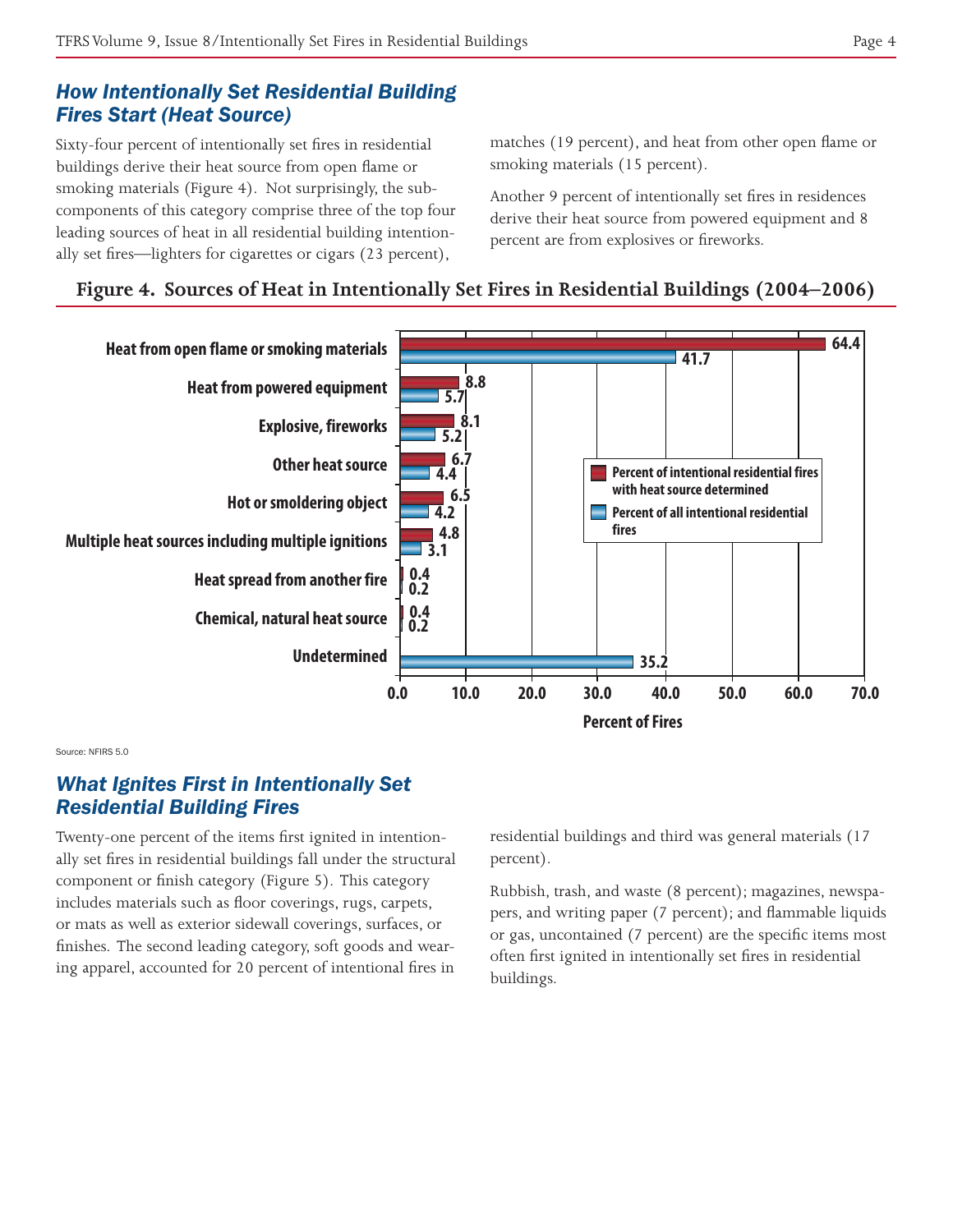## How Intentionally Set Residential Building Fires Start (Heat Source)

Sixty-four percent of intentionally set fires in residential buildings derive their heat source from open flame or smoking materials (Figure 4). Not surprisingly, the subcomponents of this category comprise three of the top four leading sources of heat in all residential building intentionally set fires—lighters for cigarettes or cigars (23 percent), matches (19 percent), and heat from other open flame or smoking materials (15 percent).

Another 9 percent of intentionally set fires in residences derive their heat source from powered equipment and 8 percent are from explosives or fireworks.

**Figure 4. Sources of Heat in Intentionally Set Fires in Residential Buildings (2004–2006)**

| Heat Source | Percent of intentional residential fires with heat source determined | Percent of all intentional residential fires |
|---|---|---|
| Heat from open flame or smoking materials | 64.4 | 41.7 |
| Heat from powered equipment | 8.8 | 5.7 |
| Explosive, fireworks | 8.1 | 5.2 |
| Other heat source | 6.7 | 4.4 |
| Hot or smoldering object | 6.5 | 4.2 |
| Multiple heat sources including multiple ignitions | 4.8 | 3.1 |
| Heat spread from another fire | 0.4 | 0.2 |
| Chemical, natural heat source | 0.4 | 0.2 |
| Undetermined | | 35.2 |

Source: NFIRS 5.0

## What Ignites First in Intentionally Set Residential Building Fires

Twenty-one percent of the items first ignited in intentionally set fires in residential buildings fall under the structural component or finish category (Figure 5). This category includes materials such as floor coverings, rugs, carpets, or mats as well as exterior sidewall coverings, surfaces, or finishes. The second leading category, soft goods and wearing apparel, accounted for 20 percent of intentional fires in residential buildings and third was general materials (17 percent).

Rubbish, trash, and waste (8 percent); magazines, newspapers, and writing paper (7 percent); and flammable liquids or gas, uncontained (7 percent) are the specific items most often first ignited in intentionally set fires in residential buildings.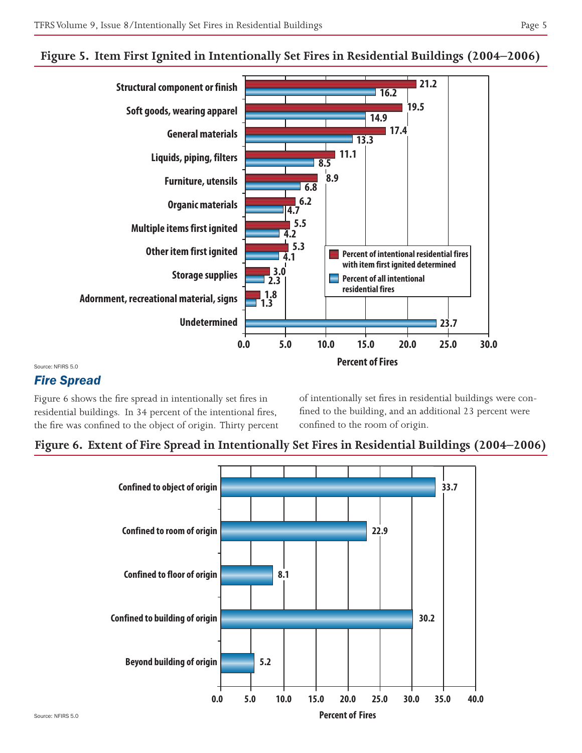## Figure 5. Item First Ignited in Intentionally Set Fires in Residential Buildings (2004–2006)

| Item First Ignited | Percent of intentional residential fires with item first ignited determined | Percent of all intentional residential fires |
| --- | --- | --- |
| Structural component or finish | 21.2 | 16.2 |
| Soft goods, wearing apparel | 19.5 | 14.9 |
| General materials | 17.4 | 13.3 |
| Liquids, piping, filters | 11.1 | 8.5 |
| Furniture, utensils | 8.9 | 6.8 |
| Organic materials | 6.2 | 4.7 |
| Multiple items first ignited | 5.5 | 4.2 |
| Other item first ignited | 5.3 | 4.1 |
| Storage supplies | 3.0 | 2.3 |
| Adornment, recreational material, signs | 1.8 | 1.3 |
| Undetermined | | 23.7 |

Percent of Fires

Source: NFIRS 5.0

## *Fire Spread*

Figure 6 shows the fire spread in intentionally set fires in residential buildings. In 34 percent of the intentional fires, the fire was confined to the object of origin. Thirty percent of intentionally set fires in residential buildings were confined to the building, and an additional 23 percent were confined to the room of origin.

## Figure 6. Extent of Fire Spread in Intentionally Set Fires in Residential Buildings (2004–2006)

| Extent of Fire Spread | Percent of Fires |
| --- | --- |
| Confined to object of origin | 33.7 |
| Confined to room of origin | 22.9 |
| Confined to floor of origin | 8.1 |
| Confined to building of origin | 30.2 |
| Beyond building of origin | 5.2 |

Source: NFIRS 5.0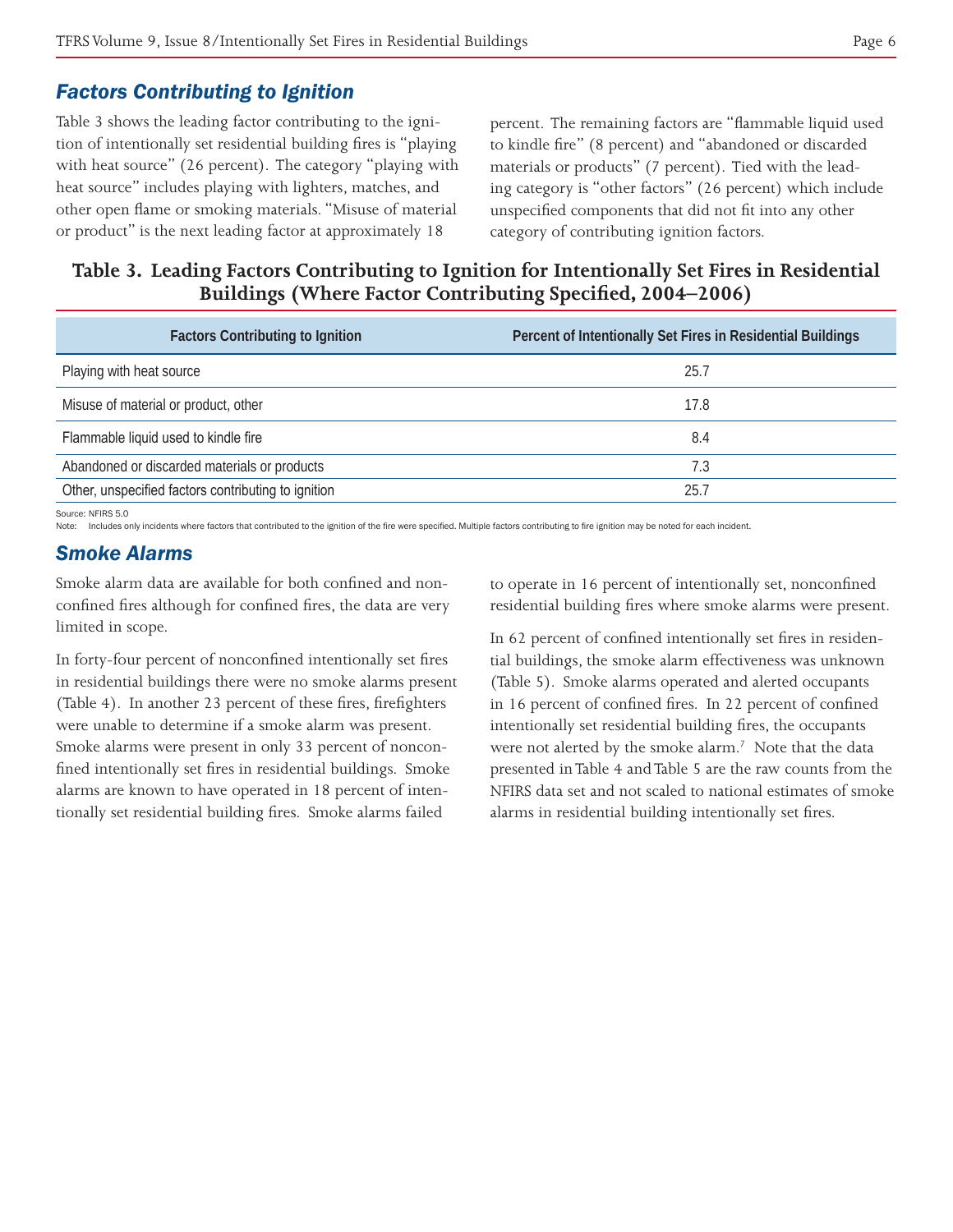## Factors Contributing to Ignition

Table 3 shows the leading factor contributing to the ignition of intentionally set residential building fires is "playing with heat source" (26 percent). The category "playing with heat source" includes playing with lighters, matches, and other open flame or smoking materials. "Misuse of material or product" is the next leading factor at approximately 18 percent. The remaining factors are "flammable liquid used to kindle fire" (8 percent) and "abandoned or discarded materials or products" (7 percent). Tied with the leading category is "other factors" (26 percent) which include unspecified components that did not fit into any other category of contributing ignition factors.

**Table 3. Leading Factors Contributing to Ignition for Intentionally Set Fires in Residential Buildings (Where Factor Contributing Specified, 2004–2006)**

| Factors Contributing to Ignition | Percent of Intentionally Set Fires in Residential Buildings |
|---|---|
| Playing with heat source | 25.7 |
| Misuse of material or product, other | 17.8 |
| Flammable liquid used to kindle fire | 8.4 |
| Abandoned or discarded materials or products | 7.3 |
| Other, unspecified factors contributing to ignition | 25.7 |

Source: NFIRS 5.0
Note: Includes only incidents where factors that contributed to the ignition of the fire were specified. Multiple factors contributing to fire ignition may be noted for each incident.

## Smoke Alarms

Smoke alarm data are available for both confined and nonconfined fires although for confined fires, the data are very limited in scope.

In forty-four percent of nonconfined intentionally set fires in residential buildings there were no smoke alarms present (Table 4). In another 23 percent of these fires, firefighters were unable to determine if a smoke alarm was present. Smoke alarms were present in only 33 percent of nonconfined intentionally set fires in residential buildings. Smoke alarms are known to have operated in 18 percent of intentionally set residential building fires. Smoke alarms failed to operate in 16 percent of intentionally set, nonconfined residential building fires where smoke alarms were present.

In 62 percent of confined intentionally set fires in residential buildings, the smoke alarm effectiveness was unknown (Table 5). Smoke alarms operated and alerted occupants in 16 percent of confined fires. In 22 percent of confined intentionally set residential building fires, the occupants were not alerted by the smoke alarm.[7] Note that the data presented in Table 4 and Table 5 are the raw counts from the NFIRS data set and not scaled to national estimates of smoke alarms in residential building intentionally set fires.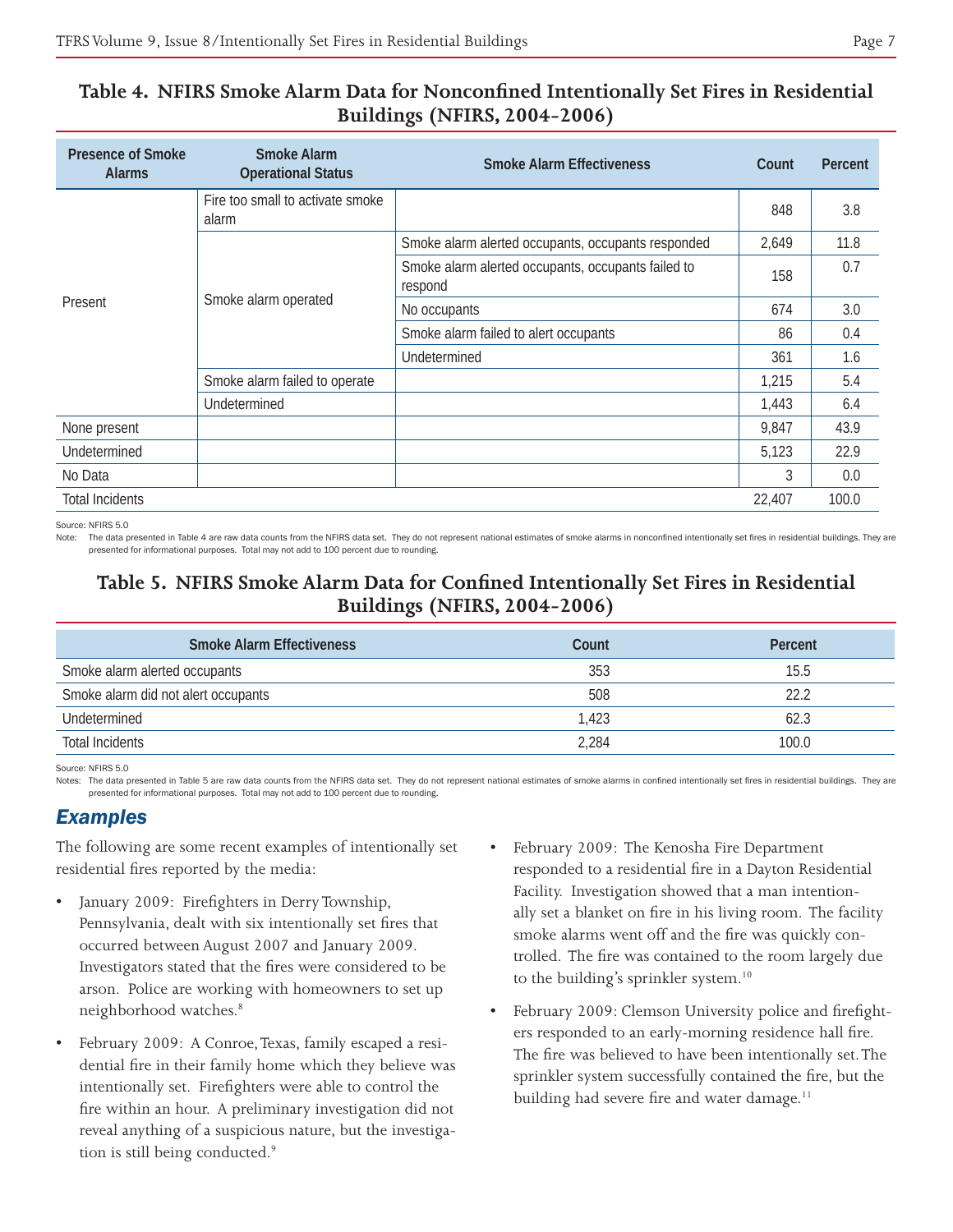## Table 4. NFIRS Smoke Alarm Data for Nonconfined Intentionally Set Fires in Residential Buildings (NFIRS, 2004-2006)

| Presence of Smoke Alarms | Smoke Alarm Operational Status | Smoke Alarm Effectiveness | Count | Percent |
|---|---|---|---|---|
| Present | Fire too small to activate smoke alarm | | 848 | 3.8 |
| | Smoke alarm operated | Smoke alarm alerted occupants, occupants responded | 2,649 | 11.8 |
| | | Smoke alarm alerted occupants, occupants failed to respond | 158 | 0.7 |
| | | No occupants | 674 | 3.0 |
| | | Smoke alarm failed to alert occupants | 86 | 0.4 |
| | | Undetermined | 361 | 1.6 |
| | Smoke alarm failed to operate | | 1,215 | 5.4 |
| | Undetermined | | 1,443 | 6.4 |
| None present | | | 9,847 | 43.9 |
| Undetermined | | | 5,123 | 22.9 |
| No Data | | | 3 | 0.0 |
| Total Incidents | | | 22,407 | 100.0 |

Source: NFIRS 5.0

Note: The data presented in Table 4 are raw data counts from the NFIRS data set. They do not represent national estimates of smoke alarms in nonconfined intentionally set fires in residential buildings. They are presented for informational purposes. Total may not add to 100 percent due to rounding.

## Table 5. NFIRS Smoke Alarm Data for Confined Intentionally Set Fires in Residential Buildings (NFIRS, 2004-2006)

| Smoke Alarm Effectiveness | Count | Percent |
|---|---|---|
| Smoke alarm alerted occupants | 353 | 15.5 |
| Smoke alarm did not alert occupants | 508 | 22.2 |
| Undetermined | 1,423 | 62.3 |
| Total Incidents | 2,284 | 100.0 |

Source: NFIRS 5.0

Notes: The data presented in Table 5 are raw data counts from the NFIRS data set. They do not represent national estimates of smoke alarms in confined intentionally set fires in residential buildings. They are presented for informational purposes. Total may not add to 100 percent due to rounding.

## *Examples*

The following are some recent examples of intentionally set residential fires reported by the media:

- January 2009: Firefighters in Derry Township, Pennsylvania, dealt with six intentionally set fires that occurred between August 2007 and January 2009. Investigators stated that the fires were considered to be arson. Police are working with homeowners to set up neighborhood watches.[8]
- February 2009: A Conroe, Texas, family escaped a residential fire in their family home which they believe was intentionally set. Firefighters were able to control the fire within an hour. A preliminary investigation did not reveal anything of a suspicious nature, but the investigation is still being conducted.[9]
- February 2009: The Kenosha Fire Department responded to a residential fire in a Dayton Residential Facility. Investigation showed that a man intentionally set a blanket on fire in his living room. The facility smoke alarms went off and the fire was quickly controlled. The fire was contained to the room largely due to the building's sprinkler system.[10]
- February 2009: Clemson University police and firefighters responded to an early-morning residence hall fire. The fire was believed to have been intentionally set. The sprinkler system successfully contained the fire, but the building had severe fire and water damage.[11]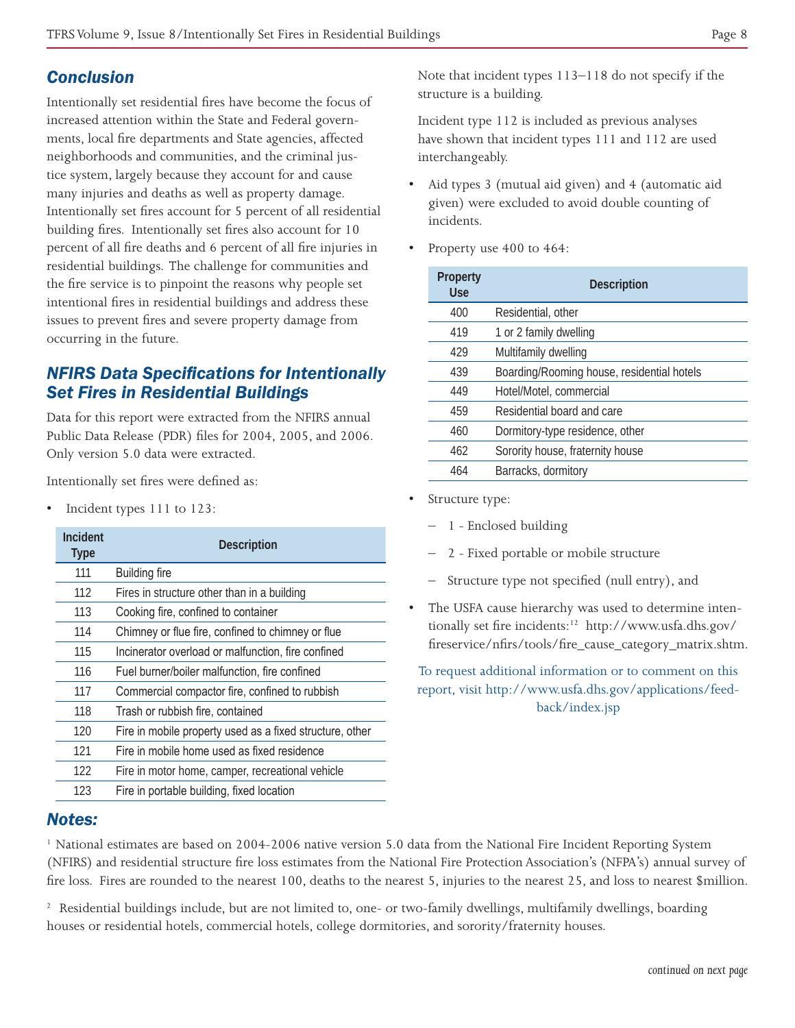## Conclusion

Intentionally set residential fires have become the focus of increased attention within the State and Federal governments, local fire departments and State agencies, affected neighborhoods and communities, and the criminal justice system, largely because they account for and cause many injuries and deaths as well as property damage. Intentionally set fires account for 5 percent of all residential building fires. Intentionally set fires also account for 10 percent of all fire deaths and 6 percent of all fire injuries in residential buildings. The challenge for communities and the fire service is to pinpoint the reasons why people set intentional fires in residential buildings and address these issues to prevent fires and severe property damage from occurring in the future.

## NFIRS Data Specifications for Intentionally Set Fires in Residential Buildings

Data for this report were extracted from the NFIRS annual Public Data Release (PDR) files for 2004, 2005, and 2006. Only version 5.0 data were extracted.

Intentionally set fires were defined as:

- Incident types 111 to 123:

| Incident Type | Description |
|---|---|
| 111 | Building fire |
| 112 | Fires in structure other than in a building |
| 113 | Cooking fire, confined to container |
| 114 | Chimney or flue fire, confined to chimney or flue |
| 115 | Incinerator overload or malfunction, fire confined |
| 116 | Fuel burner/boiler malfunction, fire confined |
| 117 | Commercial compactor fire, confined to rubbish |
| 118 | Trash or rubbish fire, contained |
| 120 | Fire in mobile property used as a fixed structure, other |
| 121 | Fire in mobile home used as fixed residence |
| 122 | Fire in motor home, camper, recreational vehicle |
| 123 | Fire in portable building, fixed location |

Note that incident types 113–118 do not specify if the structure is a building.

Incident type 112 is included as previous analyses have shown that incident types 111 and 112 are used interchangeably.

- Aid types 3 (mutual aid given) and 4 (automatic aid given) were excluded to avoid double counting of incidents.
- Property use 400 to 464:

| Property Use | Description |
|---|---|
| 400 | Residential, other |
| 419 | 1 or 2 family dwelling |
| 429 | Multifamily dwelling |
| 439 | Boarding/Rooming house, residential hotels |
| 449 | Hotel/Motel, commercial |
| 459 | Residential board and care |
| 460 | Dormitory-type residence, other |
| 462 | Sorority house, fraternity house |
| 464 | Barracks, dormitory |

- Structure type:
  - 1 - Enclosed building
  - 2 - Fixed portable or mobile structure
  - Structure type not specified (null entry), and
- The USFA cause hierarchy was used to determine intentionally set fire incidents:[12] http://www.usfa.dhs.gov/fireservice/nfirs/tools/fire_cause_category_matrix.shtm.

To request additional information or to comment on this report, visit http://www.usfa.dhs.gov/applications/feedback/index.jsp

## Notes:

[1] National estimates are based on 2004-2006 native version 5.0 data from the National Fire Incident Reporting System (NFIRS) and residential structure fire loss estimates from the National Fire Protection Association's (NFPA's) annual survey of fire loss. Fires are rounded to the nearest 100, deaths to the nearest 5, injuries to the nearest 25, and loss to nearest $million.

[2] Residential buildings include, but are not limited to, one- or two-family dwellings, multifamily dwellings, boarding houses or residential hotels, commercial hotels, college dormitories, and sorority/fraternity houses.

*continued on next page*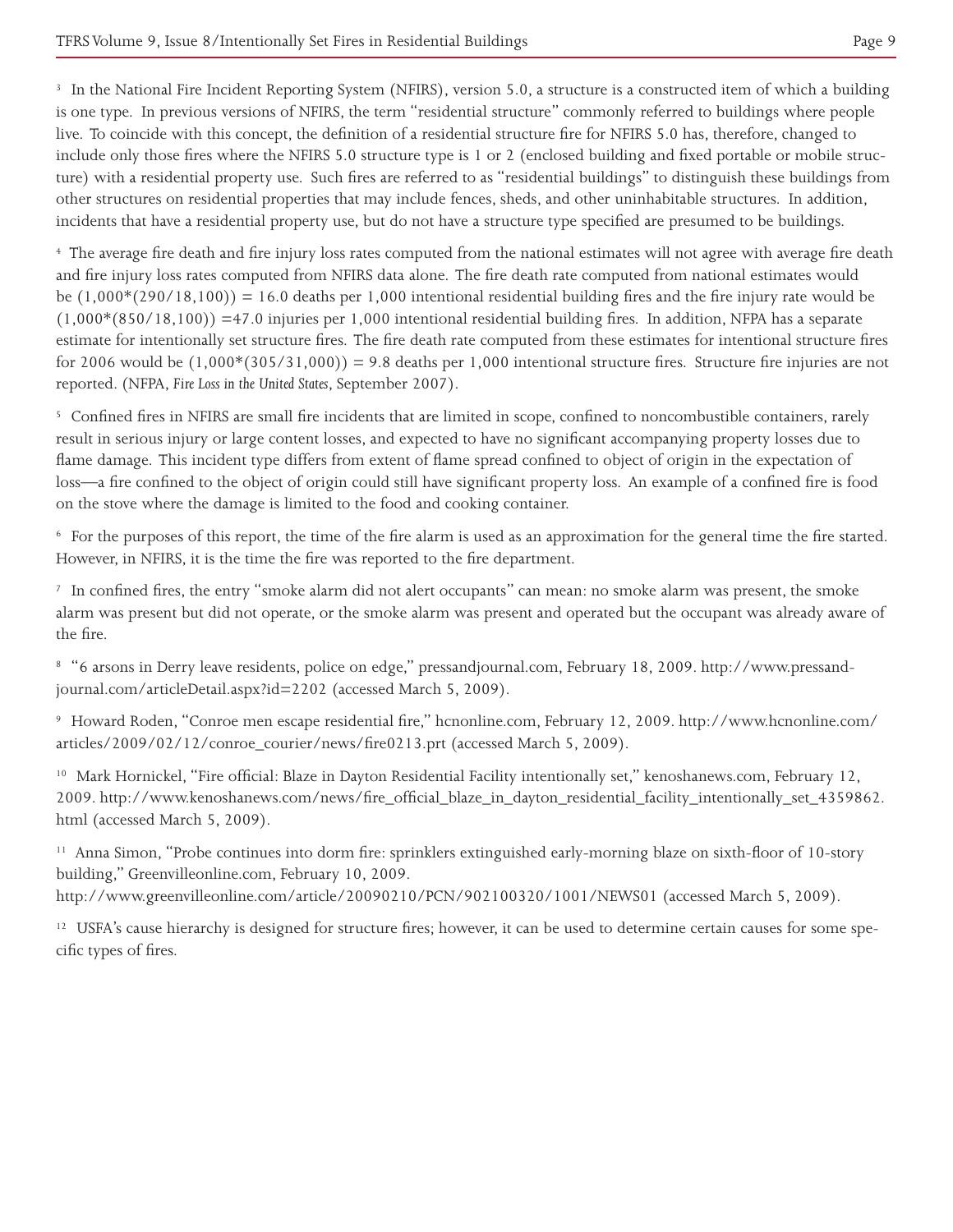[3] In the National Fire Incident Reporting System (NFIRS), version 5.0, a structure is a constructed item of which a building is one type. In previous versions of NFIRS, the term "residential structure" commonly referred to buildings where people live. To coincide with this concept, the definition of a residential structure fire for NFIRS 5.0 has, therefore, changed to include only those fires where the NFIRS 5.0 structure type is 1 or 2 (enclosed building and fixed portable or mobile structure) with a residential property use. Such fires are referred to as "residential buildings" to distinguish these buildings from other structures on residential properties that may include fences, sheds, and other uninhabitable structures. In addition, incidents that have a residential property use, but do not have a structure type specified are presumed to be buildings.

[4] The average fire death and fire injury loss rates computed from the national estimates will not agree with average fire death and fire injury loss rates computed from NFIRS data alone. The fire death rate computed from national estimates would be (1,000*(290/18,100)) = 16.0 deaths per 1,000 intentional residential building fires and the fire injury rate would be (1,000*(850/18,100)) =47.0 injuries per 1,000 intentional residential building fires. In addition, NFPA has a separate estimate for intentionally set structure fires. The fire death rate computed from these estimates for intentional structure fires for 2006 would be (1,000*(305/31,000)) = 9.8 deaths per 1,000 intentional structure fires. Structure fire injuries are not reported. (NFPA, *Fire Loss in the United States*, September 2007).

[5] Confined fires in NFIRS are small fire incidents that are limited in scope, confined to noncombustible containers, rarely result in serious injury or large content losses, and expected to have no significant accompanying property losses due to flame damage. This incident type differs from extent of flame spread confined to object of origin in the expectation of loss—a fire confined to the object of origin could still have significant property loss. An example of a confined fire is food on the stove where the damage is limited to the food and cooking container.

[6] For the purposes of this report, the time of the fire alarm is used as an approximation for the general time the fire started. However, in NFIRS, it is the time the fire was reported to the fire department.

[7] In confined fires, the entry "smoke alarm did not alert occupants" can mean: no smoke alarm was present, the smoke alarm was present but did not operate, or the smoke alarm was present and operated but the occupant was already aware of the fire.

[8] "6 arsons in Derry leave residents, police on edge," pressandjournal.com, February 18, 2009. http://www.pressandjournal.com/articleDetail.aspx?id=2202 (accessed March 5, 2009).

[9] Howard Roden, "Conroe men escape residential fire," hcnonline.com, February 12, 2009. http://www.hcnonline.com/articles/2009/02/12/conroe_courier/news/fire0213.prt (accessed March 5, 2009).

[10] Mark Hornickel, "Fire official: Blaze in Dayton Residential Facility intentionally set," kenoshanews.com, February 12, 2009. http://www.kenoshanews.com/news/fire_official_blaze_in_dayton_residential_facility_intentionally_set_4359862.html (accessed March 5, 2009).

[11] Anna Simon, "Probe continues into dorm fire: sprinklers extinguished early-morning blaze on sixth-floor of 10-story building," Greenvilleonline.com, February 10, 2009. http://www.greenvilleonline.com/article/20090210/PCN/902100320/1001/NEWS01 (accessed March 5, 2009).

[12] USFA's cause hierarchy is designed for structure fires; however, it can be used to determine certain causes for some specific types of fires.